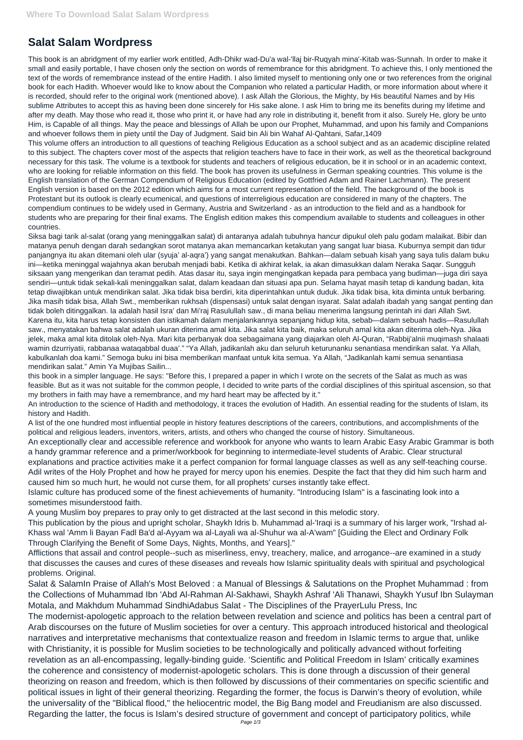# Salat Salam Wordpress

This book is an abridgment of my earlier work entitled, Adh-Dhikr wad-Du'a wal-'llaj bir-Ruqyah mina'-Kitab was-Sunnah. In order to make it small and easily portable, I have chosen only the section on words of remembrance for this abridgment. To achieve this, I only mentioned the text of the words of remembrance instead of the entire Hadith. I also limited myself to mentioning only one or two references from the original book for each Hadith. Whoever would like to know about the Companion who related a particular Hadith, or more information about where it is recorded, should refer to the original work (mentioned above). I ask Allah the Glorious, the Mighty, by His beautiful Names and by His sublime Attributes to accept this as having been done sincerely for His sake alone. I ask Him to bring me its benefits during my lifetime and after my death. May those who read it, those who print it, or have had any role in distributing it, benefit from it also. Surely He, glory be unto Him, is Capable of all things. May the peace and blessings of Allah be upon our Prophet, Muhammad, and upon his family and Companions and whoever follows them in piety until the Day of Judgment. Said bin Ali bin Wahaf Al-Qahtani, Safar,1409

This volume offers an introduction to all questions of teaching Religious Education as a school subject and as an academic discipline related to this subject. The chapters cover most of the aspects that religion teachers have to face in their work, as well as the theoretical background necessary for this task. The volume is a textbook for students and teachers of religious education, be it in school or in an academic context, who are looking for reliable information on this field. The book has proven its usefulness in German speaking countries. This volume is the English translation of the German Compendium of Religious Education (edited by Gottfried Adam and Rainer Lachmann). The present English version is based on the 2012 edition which aims for a most current representation of the field. The background of the book is Protestant but its outlook is clearly ecumenical, and questions of interreligious education are considered in many of the chapters. The compendium continues to be widely used in Germany, Austria and Switzerland - as an introduction to the field and as a handbook for students who are preparing for their final exams. The English edition makes this compendium available to students and colleagues in other countries.

Siksa bagi tarik al-salat (orang yang meninggalkan salat) di antaranya adalah tubuhnya hancur dipukul oleh palu godam malaikat. Bibir dan matanya penuh dengan darah sedangkan sorot matanya akan memancarkan ketakutan yang sangat luar biasa. Kuburnya sempit dan tidur panjangnya itu akan ditemani oleh ular (syuja' al-aqra') yang sangat menakutkan. Bahkan—dalam sebuah kisah yang saya tulis dalam buku ini—ketika meninggal wajahnya akan berubah menjadi babi. Ketika di akhirat kelak, ia akan dimasukkan dalam Neraka Saqar. Sungguh siksaan yang mengerikan dan teramat pedih. Atas dasar itu, saya ingin mengingatkan kepada para pembaca yang budiman—juga diri saya sendiri—untuk tidak sekali-kali meninggalkan salat, dalam keadaan dan situasi apa pun. Selama hayat masih tetap di kandung badan, kita tetap diwajibkan untuk mendirikan salat. Jika tidak bisa berdiri, kita diperintahkan untuk duduk. Jika tidak bisa, kita diminta untuk berbaring. Jika masih tidak bisa, Allah Swt., memberikan rukhsah (dispensasi) untuk salat dengan isyarat. Salat adalah ibadah yang sangat penting dan tidak boleh ditinggalkan. Ia adalah hasil Isra' dan Mi'raj Rasulullah saw., di mana beliau menerima langsung perintah ini dari Allah Swt. Karena itu, kita harus tetap konsisten dan istikamah dalam menjalankannya sepanjang hidup kita, sebab—dalam sebuah hadis—Rasulullah saw., menyatakan bahwa salat adalah ukuran diterima amal kita. Jika salat kita baik, maka seluruh amal kita akan diterima oleh-Nya. Jika jelek, maka amal kita ditolak oleh-Nya. Mari kita perbanyak doa sebagaimana yang diajarkan oleh Al-Quran, "Rabbij'alnii muqimash shalaati wamin dzurriyatii, rabbanaa wataqabbal duaa'." "Ya Allah, jadikanlah aku dan seluruh keturunanku senantiasa mendirikan salat. Ya Allah, kabulkanlah doa kami." Semoga buku ini bisa memberikan manfaat untuk kita semua. Ya Allah, "Jadikanlah kami semua senantiasa mendirikan salat." Amin Ya Mujibas Sailin...

this book in a simpler language. He says: "Before this, I prepared a paper in which I wrote on the secrets of the Salat as much as was feasible. But as it was not suitable for the common people, I decided to write parts of the cordial disciplines of this spiritual ascension, so that my brothers in faith may have a remembrance, and my hard heart may be affected by it."

An introduction to the science of Hadith and methodology, it traces the evolution of Hadith. An essential reading for the students of Islam, its history and Hadith.

A list of the one hundred most influential people in history features descriptions of the careers, contributions, and accomplishments of the political and religious leaders, inventors, writers, artists, and others who changed the course of history. Simultaneous.

An exceptionally clear and accessible reference and workbook for anyone who wants to learn Arabic Easy Arabic Grammar is both a handy grammar reference and a primer/workbook for beginning to intermediate-level students of Arabic. Clear structural explanations and practice activities make it a perfect companion for formal language classes as well as any self-teaching course.

Adil writes of the Holy Prophet and how he prayed for mercy upon his enemies. Despite the fact that they did him such harm and caused him so much hurt, he would not curse them, for all prophets' curses instantly take effect.

Islamic culture has produced some of the finest achievements of humanity. "Introducing Islam" is a fascinating look into a sometimes misunderstood faith.

A young Muslim boy prepares to pray only to get distracted at the last second in this melodic story.

This publication by the pious and upright scholar, Shaykh Idris b. Muhammad al-'Iraqi is a summary of his larger work, "Irshad al-Khass wal 'Amm li Bayan Fadl Ba'd al-Ayyam wa al-Layali wa al-Shuhur wa al-A'wam" [Guiding the Elect and Ordinary Folk Through Clarifying the Benefit of Some Days, Nights, Months, and Years]."

Afflictions that assail and control people--such as miserliness, envy, treachery, malice, and arrogance--are examined in a study that discusses the causes and cures of these diseases and reveals how Islamic spirituality deals with spiritual and psychological problems. Original.

Salat & SalamIn Praise of Allah's Most Beloved : a Manual of Blessings & Salutations on the Prophet Muhammad : from the Collections of Muhammad Ibn 'Abd Al-Rahman Al-Sakhawi, Shaykh Ashraf 'Ali Thanawi, Shaykh Yusuf Ibn Sulayman Motala, and Makhdum Muhammad SindhiAdabus Salat - The Disciplines of the PrayerLulu Press, Inc

The modernist-apologetic approach to the relation between revelation and science and politics has been a central part of Arab discourses on the future of Muslim societies for over a century. This approach introduced historical and theological narratives and interpretative mechanisms that contextualize reason and freedom in Islamic terms to argue that, unlike with Christianity, it is possible for Muslim societies to be technologically and politically advanced without forfeiting revelation as an all-encompassing, legally-binding guide. 'Scientific and Political Freedom in Islam' critically examines the coherence and consistency of modernist-apologetic scholars. This is done through a discussion of their general theorizing on reason and freedom, which is then followed by discussions of their commentaries on specific scientific and political issues in light of their general theorizing. Regarding the former, the focus is Darwin's theory of evolution, while the universality of the "Biblical flood," the heliocentric model, the Big Bang model and Freudianism are also discussed. Regarding the latter, the focus is Islam's desired structure of government and concept of participatory politics, while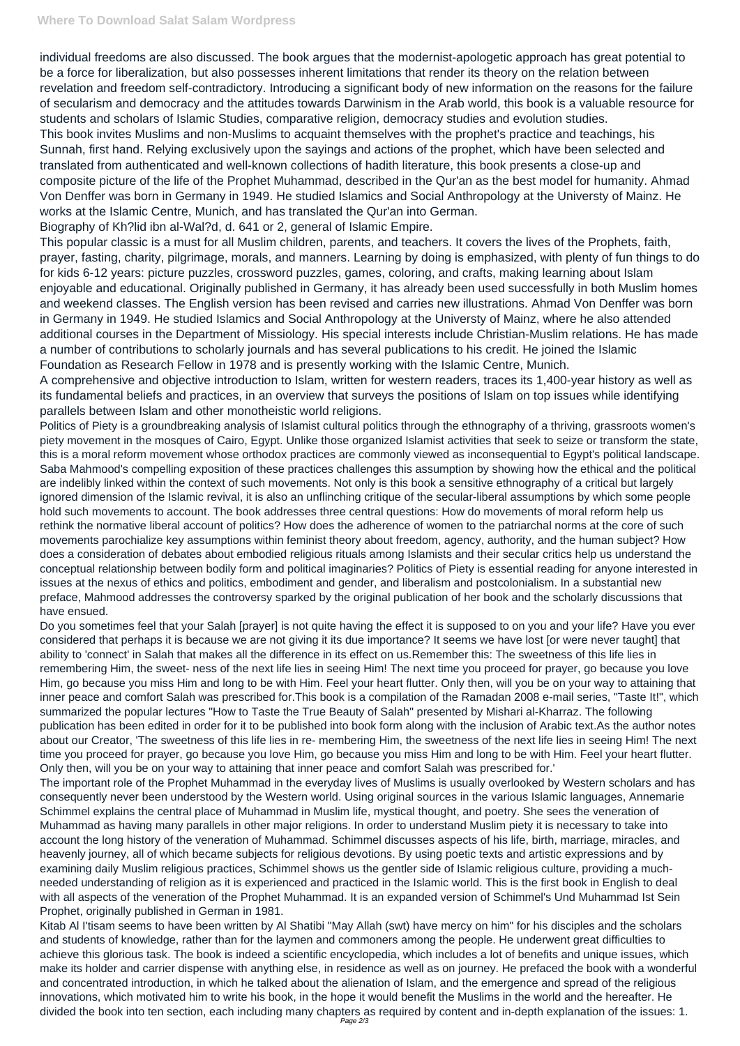individual freedoms are also discussed. The book argues that the modernist-apologetic approach has great potential to be a force for liberalization, but also possesses inherent limitations that render its theory on the relation between revelation and freedom self-contradictory. Introducing a significant body of new information on the reasons for the failure of secularism and democracy and the attitudes towards Darwinism in the Arab world, this book is a valuable resource for students and scholars of Islamic Studies, comparative religion, democracy studies and evolution studies.

This book invites Muslims and non-Muslims to acquaint themselves with the prophet's practice and teachings, his Sunnah, first hand. Relying exclusively upon the sayings and actions of the prophet, which have been selected and translated from authenticated and well-known collections of hadith literature, this book presents a close-up and composite picture of the life of the Prophet Muhammad, described in the Qur'an as the best model for humanity. Ahmad Von Denffer was born in Germany in 1949. He studied Islamics and Social Anthropology at the Universty of Mainz. He works at the Islamic Centre, Munich, and has translated the Qur'an into German.

Biography of Kh?lid ibn al-Wal?d, d. 641 or 2, general of Islamic Empire.

This popular classic is a must for all Muslim children, parents, and teachers. It covers the lives of the Prophets, faith, prayer, fasting, charity, pilgrimage, morals, and manners. Learning by doing is emphasized, with plenty of fun things to do for kids 6-12 years: picture puzzles, crossword puzzles, games, coloring, and crafts, making learning about Islam enjoyable and educational. Originally published in Germany, it has already been used successfully in both Muslim homes and weekend classes. The English version has been revised and carries new illustrations. Ahmad Von Denffer was born in Germany in 1949. He studied Islamics and Social Anthropology at the Universty of Mainz, where he also attended additional courses in the Department of Missiology. His special interests include Christian-Muslim relations. He has made a number of contributions to scholarly journals and has several publications to his credit. He joined the Islamic Foundation as Research Fellow in 1978 and is presently working with the Islamic Centre, Munich.

A comprehensive and objective introduction to Islam, written for western readers, traces its 1,400-year history as well as its fundamental beliefs and practices, in an overview that surveys the positions of Islam on top issues while identifying parallels between Islam and other monotheistic world religions.

Politics of Piety is a groundbreaking analysis of Islamist cultural politics through the ethnography of a thriving, grassroots women's piety movement in the mosques of Cairo, Egypt. Unlike those organized Islamist activities that seek to seize or transform the state, this is a moral reform movement whose orthodox practices are commonly viewed as inconsequential to Egypt's political landscape. Saba Mahmood's compelling exposition of these practices challenges this assumption by showing how the ethical and the political are indelibly linked within the context of such movements. Not only is this book a sensitive ethnography of a critical but largely ignored dimension of the Islamic revival, it is also an unflinching critique of the secular-liberal assumptions by which some people hold such movements to account. The book addresses three central questions: How do movements of moral reform help us rethink the normative liberal account of politics? How does the adherence of women to the patriarchal norms at the core of such movements parochialize key assumptions within feminist theory about freedom, agency, authority, and the human subject? How does a consideration of debates about embodied religious rituals among Islamists and their secular critics help us understand the conceptual relationship between bodily form and political imaginaries? Politics of Piety is essential reading for anyone interested in issues at the nexus of ethics and politics, embodiment and gender, and liberalism and postcolonialism. In a substantial new preface, Mahmood addresses the controversy sparked by the original publication of her book and the scholarly discussions that have ensued.

Do you sometimes feel that your Salah [prayer] is not quite having the effect it is supposed to on you and your life? Have you ever considered that perhaps it is because we are not giving it its due importance? It seems we have lost [or were never taught] that ability to 'connect' in Salah that makes all the difference in its effect on us.Remember this: The sweetness of this life lies in remembering Him, the sweet- ness of the next life lies in seeing Him! The next time you proceed for prayer, go because you love Him, go because you miss Him and long to be with Him. Feel your heart flutter. Only then, will you be on your way to attaining that inner peace and comfort Salah was prescribed for.This book is a compilation of the Ramadan 2008 e-mail series, "Taste It!", which summarized the popular lectures "How to Taste the True Beauty of Salah" presented by Mishari al-Kharraz. The following publication has been edited in order for it to be published into book form along with the inclusion of Arabic text.As the author notes about our Creator, 'The sweetness of this life lies in re- membering Him, the sweetness of the next life lies in seeing Him! The next time you proceed for prayer, go because you love Him, go because you miss Him and long to be with Him. Feel your heart flutter. Only then, will you be on your way to attaining that inner peace and comfort Salah was prescribed for.'

The important role of the Prophet Muhammad in the everyday lives of Muslims is usually overlooked by Western scholars and has consequently never been understood by the Western world. Using original sources in the various Islamic languages, Annemarie Schimmel explains the central place of Muhammad in Muslim life, mystical thought, and poetry. She sees the veneration of Muhammad as having many parallels in other major religions. In order to understand Muslim piety it is necessary to take into account the long history of the veneration of Muhammad. Schimmel discusses aspects of his life, birth, marriage, miracles, and heavenly journey, all of which became subjects for religious devotions. By using poetic texts and artistic expressions and by examining daily Muslim religious practices, Schimmel shows us the gentler side of Islamic religious culture, providing a much-needed understanding of religion as it is experienced and practiced in the Islamic world. This is the first book in English to deal with all aspects of the veneration of the Prophet Muhammad. It is an expanded version of Schimmel's Und Muhammad Ist Sein Prophet, originally published in German in 1981.

Kitab Al I'tisam seems to have been written by Al Shatibi "May Allah (swt) have mercy on him" for his disciples and the scholars and students of knowledge, rather than for the laymen and commoners among the people. He underwent great difficulties to achieve this glorious task. The book is indeed a scientific encyclopedia, which includes a lot of benefits and unique issues, which make its holder and carrier dispense with anything else, in residence as well as on journey. He prefaced the book with a wonderful and concentrated introduction, in which he talked about the alienation of Islam, and the emergence and spread of the religious innovations, which motivated him to write his book, in the hope it would benefit the Muslims in the world and the hereafter. He divided the book into ten section, each including many chapters as required by content and in-depth explanation of the issues: 1.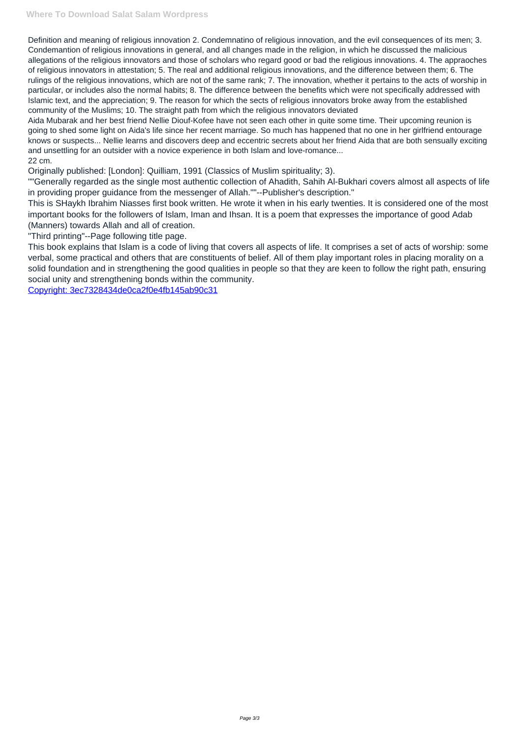Definition and meaning of religious innovation 2. Condemnatino of religious innovation, and the evil consequences of its men; 3. Condemantion of religious innovations in general, and all changes made in the religion, in which he discussed the malicious allegations of the religious innovators and those of scholars who regard good or bad the religious innovations. 4. The appraoches of religious innovators in attestation; 5. The real and additional religious innovations, and the difference between them; 6. The rulings of the religious innovations, which are not of the same rank; 7. The innovation, whether it pertains to the acts of worship in particular, or includes also the normal habits; 8. The difference between the benefits which were not specifically addressed with Islamic text, and the appreciation; 9. The reason for which the sects of religious innovators broke away from the established community of the Muslims; 10. The straight path from which the religious innovators deviated

Aida Mubarak and her best friend Nellie Diouf-Kofee have not seen each other in quite some time. Their upcoming reunion is going to shed some light on Aida's life since her recent marriage. So much has happened that no one in her girlfriend entourage knows or suspects... Nellie learns and discovers deep and eccentric secrets about her friend Aida that are both sensually exciting and unsettling for an outsider with a novice experience in both Islam and love-romance...

22 cm.

Originally published: [London]: Quilliam, 1991 (Classics of Muslim spirituality; 3).

""Generally regarded as the single most authentic collection of Ahadith, Sahih Al-Bukhari covers almost all aspects of life in providing proper guidance from the messenger of Allah.""--Publisher's description."

This is SHaykh Ibrahim Niasses first book written. He wrote it when in his early twenties. It is considered one of the most important books for the followers of Islam, Iman and Ihsan. It is a poem that expresses the importance of good Adab (Manners) towards Allah and all of creation.

"Third printing"--Page following title page.

This book explains that Islam is a code of living that covers all aspects of life. It comprises a set of acts of worship: some verbal, some practical and others that are constituents of belief. All of them play important roles in placing morality on a solid foundation and in strengthening the good qualities in people so that they are keen to follow the right path, ensuring social unity and strengthening bonds within the community.

Copyright: 3ec7328434de0ca2f0e4fb145ab90c31